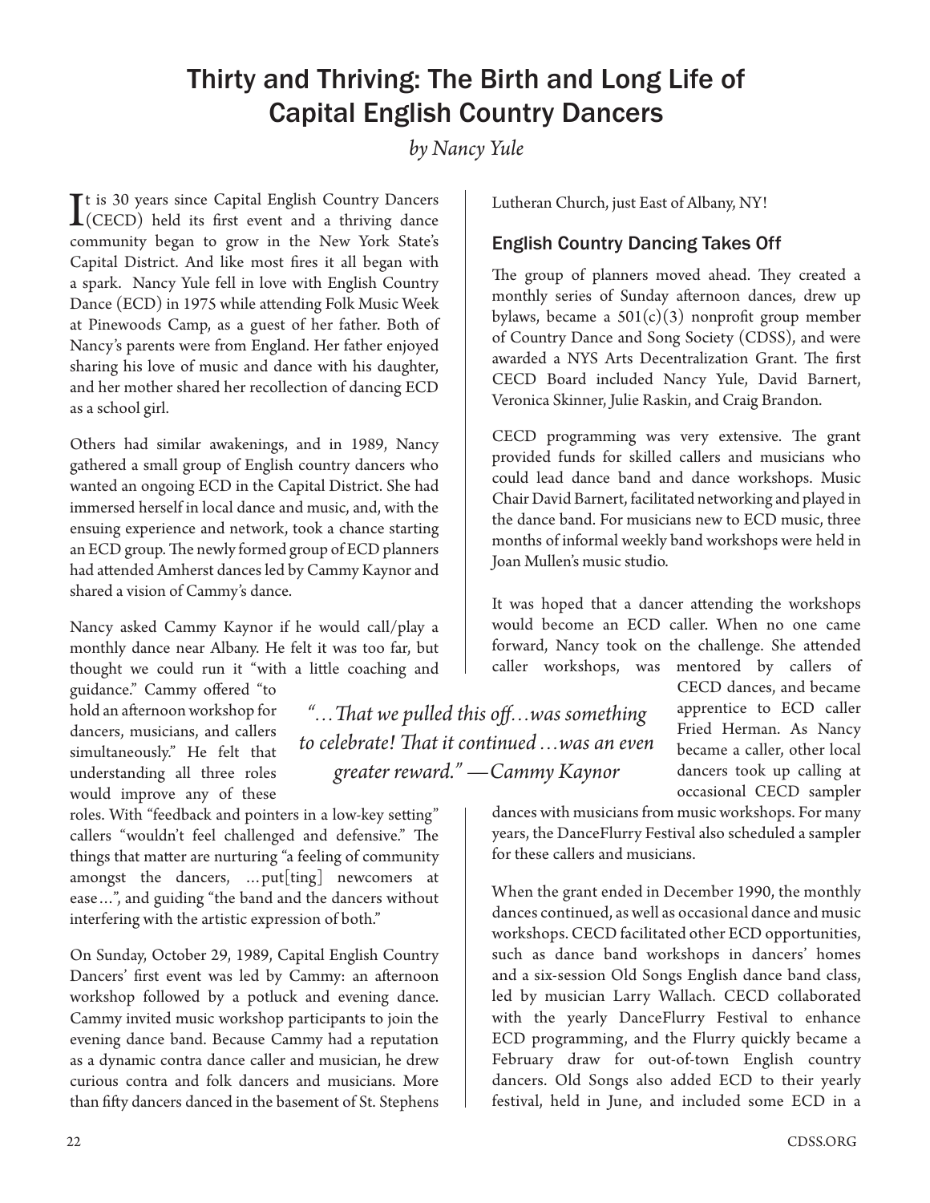# Thirty and Thriving: The Birth and Long Life of Capital English Country Dancers

*by Nancy Yule*

It is 30 years since Capital English Country Dancers (CECD) held its first event and a thriving dance community began to grow in the New York State's Capital District. And like most fires it all began with a spark. Nancy Yule fell in love with English Country Dance (ECD) in 1975 while attending Folk Music Week at Pinewoods Camp, as a guest of her father. Both of Nancy's parents were from England. Her father enjoyed sharing his love of music and dance with his daughter, and her mother shared her recollection of dancing ECD as a school girl.

Others had similar awakenings, and in 1989, Nancy gathered a small group of English country dancers who wanted an ongoing ECD in the Capital District. She had immersed herself in local dance and music, and, with the ensuing experience and network, took a chance starting an ECD group. The newly formed group of ECD planners had attended Amherst dances led by Cammy Kaynor and shared a vision of Cammy's dance.

Nancy asked Cammy Kaynor if he would call/play a monthly dance near Albany. He felt it was too far, but thought we could run it "with a little coaching and guidance." Cammy offered "to hold an afternoon workshop for dancers, musicians, and callers simultaneously." He felt that understanding all three roles would improve any of these roles. With "feedback and pointers in a low-key setting" callers "wouldn't feel challenged and defensive." The things that matter are nurturing "a feeling of community amongst the dancers, …put[ting] newcomers at ease…", and guiding "the band and the dancers without interfering with the artistic expression of both."

> *"…That we pulled this off…was something to celebrate! That it continued …was an even greater reward." —Cammy Kaynor*

On Sunday, October 29, 1989, Capital English Country Dancers' first event was led by Cammy: an afternoon workshop followed by a potluck and evening dance. Cammy invited music workshop participants to join the evening dance band. Because Cammy had a reputation as a dynamic contra dance caller and musician, he drew curious contra and folk dancers and musicians. More than fifty dancers danced in the basement of St. Stephens Lutheran Church, just East of Albany, NY!

## English Country Dancing Takes Off

The group of planners moved ahead. They created a monthly series of Sunday afternoon dances, drew up bylaws, became a 501(c)(3) nonprofit group member of Country Dance and Song Society (CDSS), and were awarded a NYS Arts Decentralization Grant. The first CECD Board included Nancy Yule, David Barnert, Veronica Skinner, Julie Raskin, and Craig Brandon.

CECD programming was very extensive. The grant provided funds for skilled callers and musicians who could lead dance band and dance workshops. Music Chair David Barnert, facilitated networking and played in the dance band. For musicians new to ECD music, three months of informal weekly band workshops were held in Joan Mullen's music studio.

It was hoped that a dancer attending the workshops would become an ECD caller. When no one came forward, Nancy took on the challenge. She attended caller workshops, was mentored by callers of CECD dances, and became apprentice to ECD caller Fried Herman. As Nancy became a caller, other local dancers took up calling at occasional CECD sampler dances with musicians from music workshops. For many years, the DanceFlurry Festival also scheduled a sampler for these callers and musicians.

When the grant ended in December 1990, the monthly dances continued, as well as occasional dance and music workshops. CECD facilitated other ECD opportunities, such as dance band workshops in dancers' homes and a six-session Old Songs English dance band class, led by musician Larry Wallach. CECD collaborated with the yearly DanceFlurry Festival to enhance ECD programming, and the Flurry quickly became a February draw for out-of-town English country dancers. Old Songs also added ECD to their yearly festival, held in June, and included some ECD in a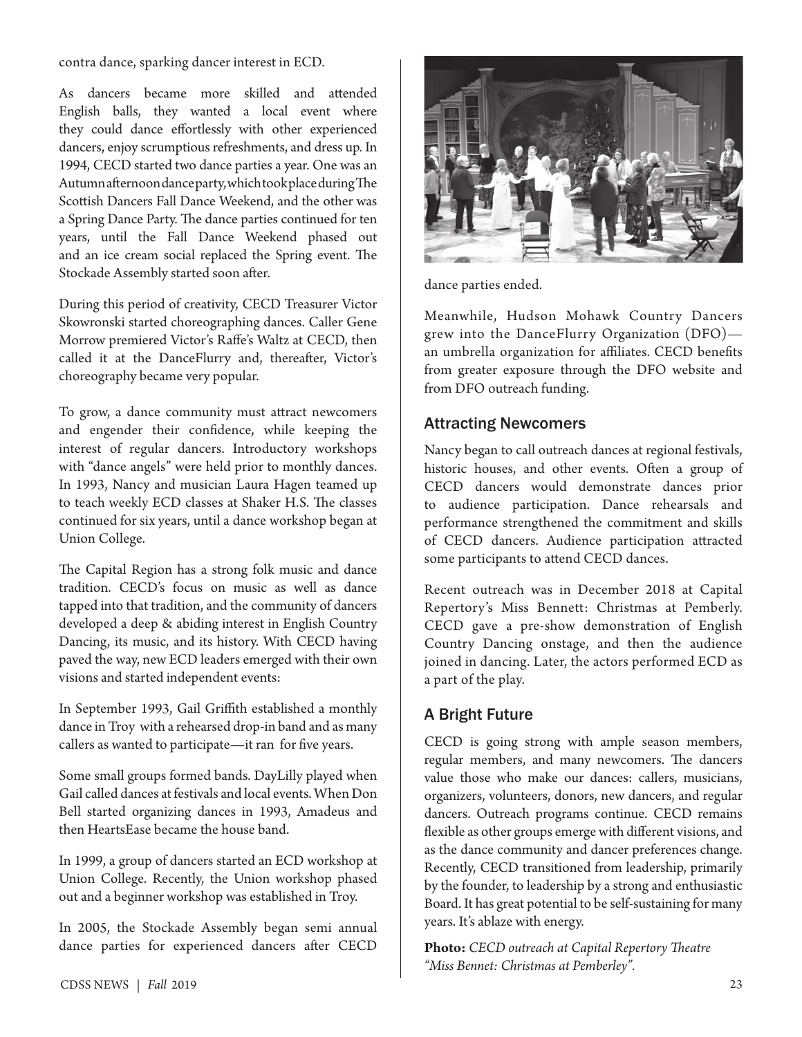contra dance, sparking dancer interest in ECD.

As dancers became more skilled and attended English balls, they wanted a local event where they could dance effortlessly with other experienced dancers, enjoy scrumptious refreshments, and dress up. In 1994, CECD started two dance parties a year. One was an Autumn afternoon dance party, which took place during The Scottish Dancers Fall Dance Weekend, and the other was a Spring Dance Party. The dance parties continued for ten years, until the Fall Dance Weekend phased out and an ice cream social replaced the Spring event. The Stockade Assembly started soon after.

During this period of creativity, CECD Treasurer Victor Skowronski started choreographing dances. Caller Gene Morrow premiered Victor's Raffe's Waltz at CECD, then called it at the DanceFlurry and, thereafter, Victor's choreography became very popular.

To grow, a dance community must attract newcomers and engender their confidence, while keeping the interest of regular dancers. Introductory workshops with "dance angels" were held prior to monthly dances. In 1993, Nancy and musician Laura Hagen teamed up to teach weekly ECD classes at Shaker H.S. The classes continued for six years, until a dance workshop began at Union College.

The Capital Region has a strong folk music and dance tradition. CECD's focus on music as well as dance tapped into that tradition, and the community of dancers developed a deep & abiding interest in English Country Dancing, its music, and its history. With CECD having paved the way, new ECD leaders emerged with their own visions and started independent events:

In September 1993, Gail Griffith established a monthly dance in Troy with a rehearsed drop-in band and as many callers as wanted to participate—it ran for five years.

Some small groups formed bands. DayLilly played when Gail called dances at festivals and local events. When Don Bell started organizing dances in 1993, Amadeus and then HeartsEase became the house band.

In 1999, a group of dancers started an ECD workshop at Union College. Recently, the Union workshop phased out and a beginner workshop was established in Troy.

In 2005, the Stockade Assembly began semi annual dance parties for experienced dancers after CECD dance parties ended.

Meanwhile, Hudson Mohawk Country Dancers grew into the DanceFlurry Organization (DFO)—an umbrella organization for affiliates. CECD benefits from greater exposure through the DFO website and from DFO outreach funding.

## Attracting Newcomers

Nancy began to call outreach dances at regional festivals, historic houses, and other events. Often a group of CECD dancers would demonstrate dances prior to audience participation. Dance rehearsals and performance strengthened the commitment and skills of CECD dancers. Audience participation attracted some participants to attend CECD dances.

Recent outreach was in December 2018 at Capital Repertory's Miss Bennett: Christmas at Pemberly. CECD gave a pre-show demonstration of English Country Dancing onstage, and then the audience joined in dancing. Later, the actors performed ECD as a part of the play.

## A Bright Future

CECD is going strong with ample season members, regular members, and many newcomers. The dancers value those who make our dances: callers, musicians, organizers, volunteers, donors, new dancers, and regular dancers. Outreach programs continue. CECD remains flexible as other groups emerge with different visions, and as the dance community and dancer preferences change. Recently, CECD transitioned from leadership, primarily by the founder, to leadership by a strong and enthusiastic Board. It has great potential to be self-sustaining for many years. It's ablaze with energy.

**Photo:** *CECD outreach at Capital Repertory Theatre "Miss Bennet: Christmas at Pemberley".*